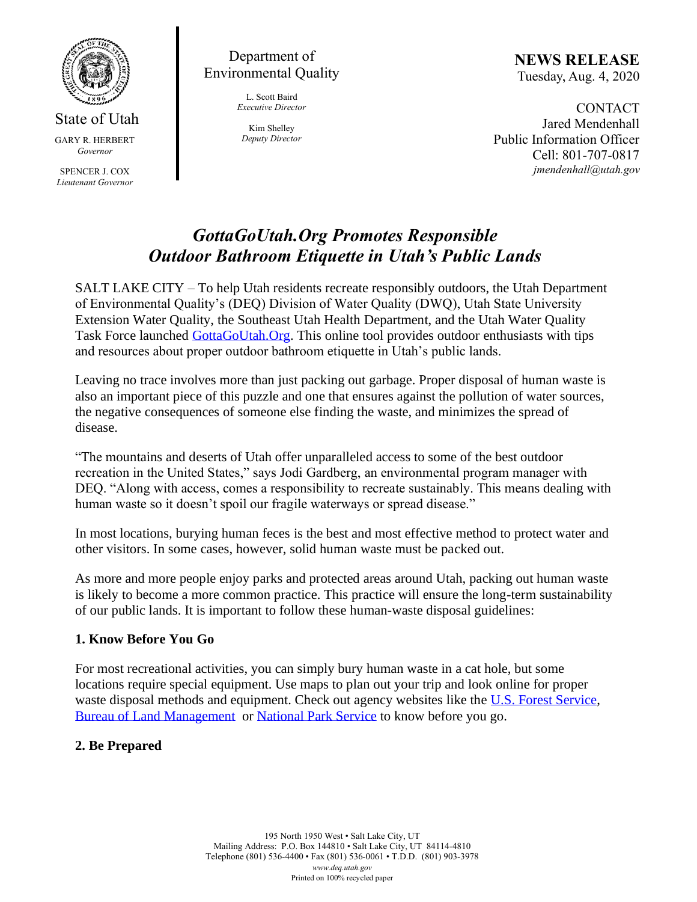State of Utah

GARY R. HERBERT
*Governor*

SPENCER J. COX
*Lieutenant Governor*

Department of Environmental Quality

L. Scott Baird
*Executive Director*

Kim Shelley
*Deputy Director*

**NEWS RELEASE**
Tuesday, Aug. 4, 2020

CONTACT
Jared Mendenhall
Public Information Officer
Cell: 801-707-0817
*jmendenhall@utah.gov*

# *GottaGoUtah.Org Promotes Responsible Outdoor Bathroom Etiquette in Utah's Public Lands*

SALT LAKE CITY – To help Utah residents recreate responsibly outdoors, the Utah Department of Environmental Quality's (DEQ) Division of Water Quality (DWQ), Utah State University Extension Water Quality, the Southeast Utah Health Department, and the Utah Water Quality Task Force launched [GottaGoUtah.Org](GottaGoUtah.Org). This online tool provides outdoor enthusiasts with tips and resources about proper outdoor bathroom etiquette in Utah's public lands.

Leaving no trace involves more than just packing out garbage. Proper disposal of human waste is also an important piece of this puzzle and one that ensures against the pollution of water sources, the negative consequences of someone else finding the waste, and minimizes the spread of disease.

"The mountains and deserts of Utah offer unparalleled access to some of the best outdoor recreation in the United States," says Jodi Gardberg, an environmental program manager with DEQ. "Along with access, comes a responsibility to recreate sustainably. This means dealing with human waste so it doesn't spoil our fragile waterways or spread disease."

In most locations, burying human feces is the best and most effective method to protect water and other visitors. In some cases, however, solid human waste must be packed out.

As more and more people enjoy parks and protected areas around Utah, packing out human waste is likely to become a more common practice. This practice will ensure the long-term sustainability of our public lands. It is important to follow these human-waste disposal guidelines:

### 1. Know Before You Go

For most recreational activities, you can simply bury human waste in a cat hole, but some locations require special equipment. Use maps to plan out your trip and look online for proper waste disposal methods and equipment. Check out agency websites like the U.S. Forest Service, Bureau of Land Management or National Park Service to know before you go.

### 2. Be Prepared

195 North 1950 West • Salt Lake City, UT
Mailing Address: P.O. Box 144810 • Salt Lake City, UT 84114-4810
Telephone (801) 536-4400 • Fax (801) 536-0061 • T.D.D. (801) 903-3978
*www.deq.utah.gov*
Printed on 100% recycled paper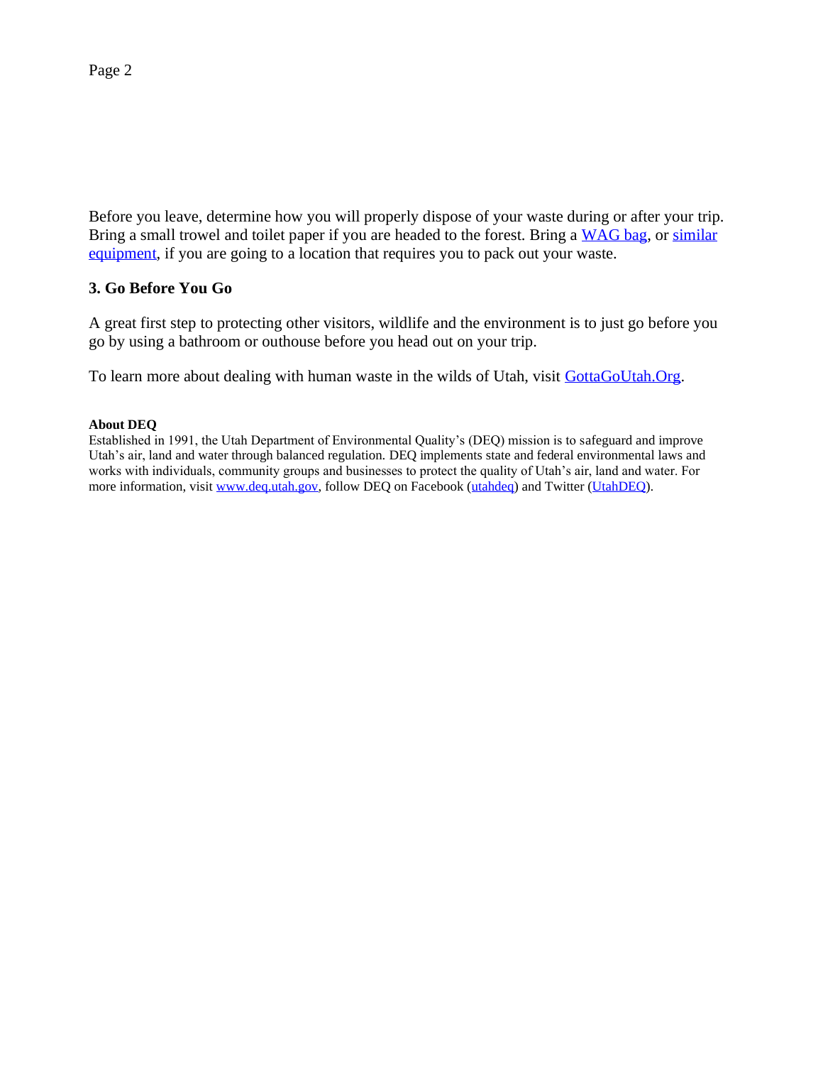Before you leave, determine how you will properly dispose of your waste during or after your trip. Bring a small trowel and toilet paper if you are headed to the forest. Bring a WAG bag, or similar equipment, if you are going to a location that requires you to pack out your waste.

### 3. Go Before You Go

A great first step to protecting other visitors, wildlife and the environment is to just go before you go by using a bathroom or outhouse before you head out on your trip.

To learn more about dealing with human waste in the wilds of Utah, visit GottaGoUtah.Org.

**About DEQ**
Established in 1991, the Utah Department of Environmental Quality's (DEQ) mission is to safeguard and improve Utah's air, land and water through balanced regulation. DEQ implements state and federal environmental laws and works with individuals, community groups and businesses to protect the quality of Utah's air, land and water. For more information, visit www.deq.utah.gov, follow DEQ on Facebook (utahdeq) and Twitter (UtahDEQ).